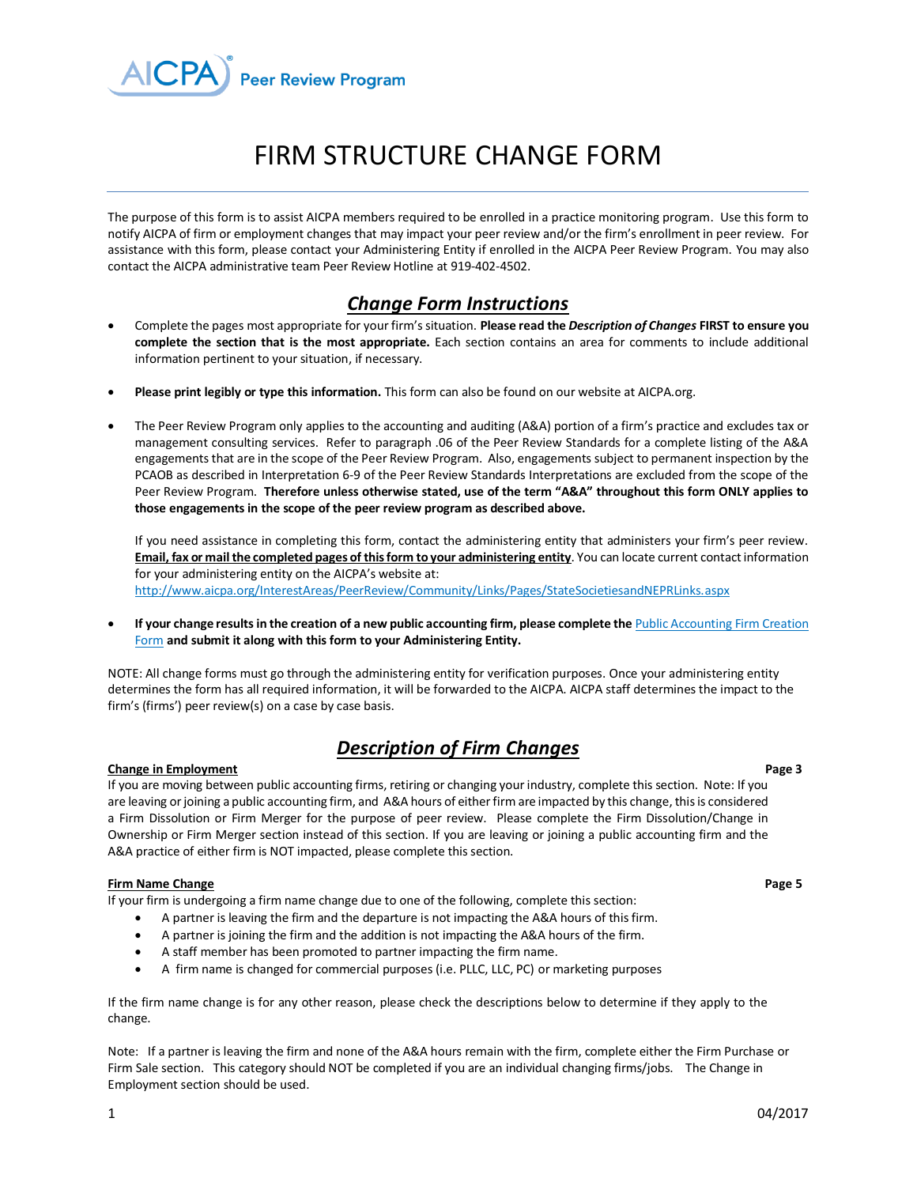AICPA Peer Review Program

# FIRM STRUCTURE CHANGE FORM

The purpose of this form is to assist AICPA members required to be enrolled in a practice monitoring program. Use this form to notify AICPA of firm or employment changes that may impact your peer review and/or the firm's enrollment in peer review. For assistance with this form, please contact your Administering Entity if enrolled in the AICPA Peer Review Program. You may also contact the AICPA administrative team Peer Review Hotline at 919-402-4502.

## *Change Form Instructions*

- Complete the pages most appropriate for your firm's situation. **Please read the *Description of Changes* FIRST to ensure you complete the section that is the most appropriate.** Each section contains an area for comments to include additional information pertinent to your situation, if necessary.

- **Please print legibly or type this information.** This form can also be found on our website at AICPA.org.

- The Peer Review Program only applies to the accounting and auditing (A&A) portion of a firm's practice and excludes tax or management consulting services. Refer to paragraph .06 of the Peer Review Standards for a complete listing of the A&A engagements that are in the scope of the Peer Review Program. Also, engagements subject to permanent inspection by the PCAOB as described in Interpretation 6-9 of the Peer Review Standards Interpretations are excluded from the scope of the Peer Review Program. **Therefore unless otherwise stated, use of the term "A&A" throughout this form ONLY applies to those engagements in the scope of the peer review program as described above.**

  If you need assistance in completing this form, contact the administering entity that administers your firm's peer review. **Email, fax or mail the completed pages of this form to your administering entity**. You can locate current contact information for your administering entity on the AICPA's website at: http://www.aicpa.org/InterestAreas/PeerReview/Community/Links/Pages/StateSocietiesandNEPRLinks.aspx

- **If your change results in the creation of a new public accounting firm, please complete the** Public Accounting Firm Creation Form **and submit it along with this form to your Administering Entity.**

NOTE: All change forms must go through the administering entity for verification purposes. Once your administering entity determines the form has all required information, it will be forwarded to the AICPA. AICPA staff determines the impact to the firm's (firms') peer review(s) on a case by case basis.

## *Description of Firm Changes*

**Change in Employment** — **Page 3**

If you are moving between public accounting firms, retiring or changing your industry, complete this section. Note: If you are leaving or joining a public accounting firm, and A&A hours of either firm are impacted by this change, this is considered a Firm Dissolution or Firm Merger for the purpose of peer review. Please complete the Firm Dissolution/Change in Ownership or Firm Merger section instead of this section. If you are leaving or joining a public accounting firm and the A&A practice of either firm is NOT impacted, please complete this section.

**Firm Name Change** — **Page 5**

If your firm is undergoing a firm name change due to one of the following, complete this section:

- A partner is leaving the firm and the departure is not impacting the A&A hours of this firm.
- A partner is joining the firm and the addition is not impacting the A&A hours of the firm.
- A staff member has been promoted to partner impacting the firm name.
- A firm name is changed for commercial purposes (i.e. PLLC, LLC, PC) or marketing purposes

If the firm name change is for any other reason, please check the descriptions below to determine if they apply to the change.

Note: If a partner is leaving the firm and none of the A&A hours remain with the firm, complete either the Firm Purchase or Firm Sale section. This category should NOT be completed if you are an individual changing firms/jobs. The Change in Employment section should be used.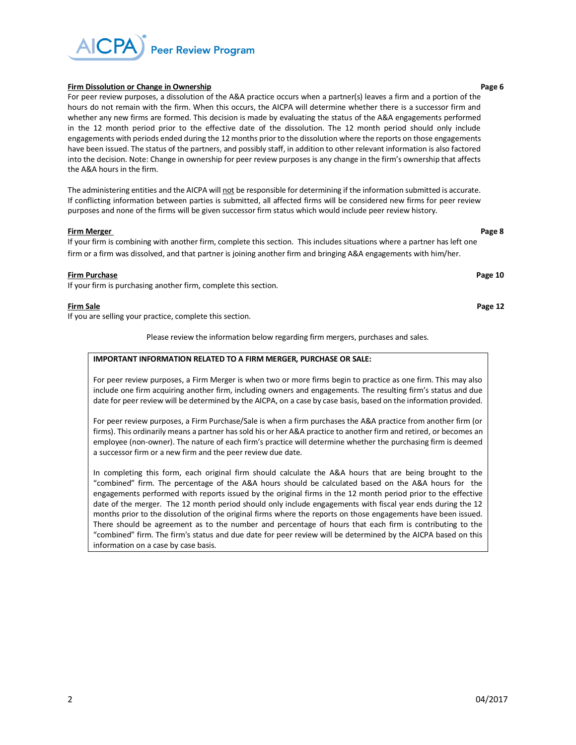**Firm Dissolution or Change in Ownership** — Page 6

For peer review purposes, a dissolution of the A&A practice occurs when a partner(s) leaves a firm and a portion of the hours do not remain with the firm. When this occurs, the AICPA will determine whether there is a successor firm and whether any new firms are formed. This decision is made by evaluating the status of the A&A engagements performed in the 12 month period prior to the effective date of the dissolution. The 12 month period should only include engagements with periods ended during the 12 months prior to the dissolution where the reports on those engagements have been issued. The status of the partners, and possibly staff, in addition to other relevant information is also factored into the decision. Note: Change in ownership for peer review purposes is any change in the firm's ownership that affects the A&A hours in the firm.

The administering entities and the AICPA will not be responsible for determining if the information submitted is accurate. If conflicting information between parties is submitted, all affected firms will be considered new firms for peer review purposes and none of the firms will be given successor firm status which would include peer review history.

**Firm Merger** — Page 8

If your firm is combining with another firm, complete this section. This includes situations where a partner has left one firm or a firm was dissolved, and that partner is joining another firm and bringing A&A engagements with him/her.

**Firm Purchase** — Page 10

If your firm is purchasing another firm, complete this section.

**Firm Sale** — Page 12

If you are selling your practice, complete this section.

Please review the information below regarding firm mergers, purchases and sales.

**IMPORTANT INFORMATION RELATED TO A FIRM MERGER, PURCHASE OR SALE:**

For peer review purposes, a Firm Merger is when two or more firms begin to practice as one firm. This may also include one firm acquiring another firm, including owners and engagements. The resulting firm's status and due date for peer review will be determined by the AICPA, on a case by case basis, based on the information provided.

For peer review purposes, a Firm Purchase/Sale is when a firm purchases the A&A practice from another firm (or firms). This ordinarily means a partner has sold his or her A&A practice to another firm and retired, or becomes an employee (non-owner). The nature of each firm's practice will determine whether the purchasing firm is deemed a successor firm or a new firm and the peer review due date.

In completing this form, each original firm should calculate the A&A hours that are being brought to the "combined" firm. The percentage of the A&A hours should be calculated based on the A&A hours for the engagements performed with reports issued by the original firms in the 12 month period prior to the effective date of the merger. The 12 month period should only include engagements with fiscal year ends during the 12 months prior to the dissolution of the original firms where the reports on those engagements have been issued. There should be agreement as to the number and percentage of hours that each firm is contributing to the "combined" firm. The firm's status and due date for peer review will be determined by the AICPA based on this information on a case by case basis.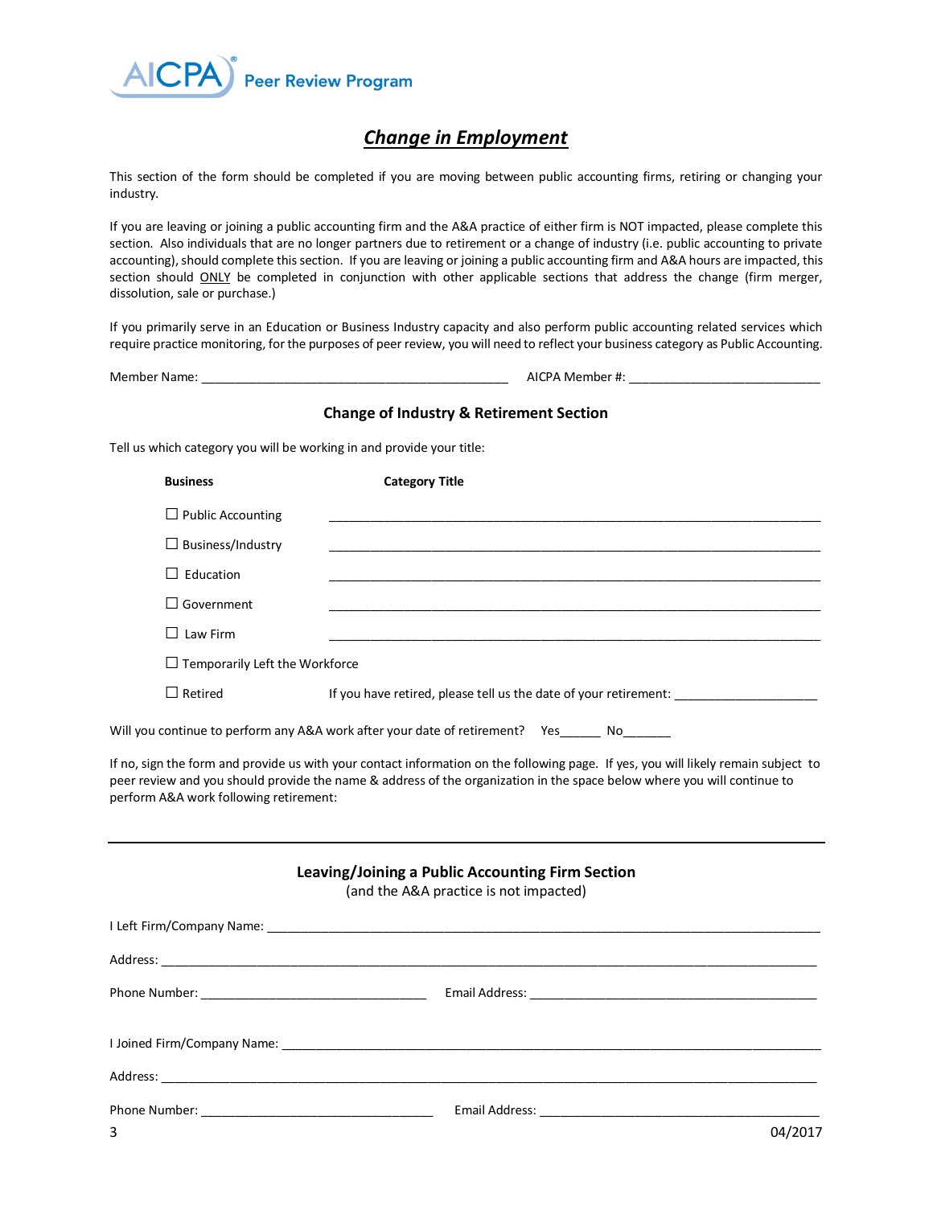AICPA Peer Review Program

# *Change in Employment*

This section of the form should be completed if you are moving between public accounting firms, retiring or changing your industry.

If you are leaving or joining a public accounting firm and the A&A practice of either firm is NOT impacted, please complete this section. Also individuals that are no longer partners due to retirement or a change of industry (i.e. public accounting to private accounting), should complete this section. If you are leaving or joining a public accounting firm and A&A hours are impacted, this section should ONLY be completed in conjunction with other applicable sections that address the change (firm merger, dissolution, sale or purchase.)

If you primarily serve in an Education or Business Industry capacity and also perform public accounting related services which require practice monitoring, for the purposes of peer review, you will need to reflect your business category as Public Accounting.

Member Name: ______________________________________________ AICPA Member #: ____________________________

### Change of Industry & Retirement Section

Tell us which category you will be working in and provide your title:

| Business | Category Title |
|---|---|
| ☐ Public Accounting | ______________________________ |
| ☐ Business/Industry | ______________________________ |
| ☐ Education | ______________________________ |
| ☐ Government | ______________________________ |
| ☐ Law Firm | ______________________________ |
| ☐ Temporarily Left the Workforce | |
| ☐ Retired | If you have retired, please tell us the date of your retirement: ____________________ |

Will you continue to perform any A&A work after your date of retirement? Yes______ No_______

If no, sign the form and provide us with your contact information on the following page. If yes, you will likely remain subject to peer review and you should provide the name & address of the organization in the space below where you will continue to perform A&A work following retirement:

---

### Leaving/Joining a Public Accounting Firm Section

(and the A&A practice is not impacted)

I Left Firm/Company Name: ______________________________________________________________

Address: ______________________________________________________________________________

Phone Number: ________________________________ Email Address: ________________________________

I Joined Firm/Company Name: ____________________________________________________________

Address: ______________________________________________________________________________

Phone Number: ________________________________ Email Address: ________________________________

04/2017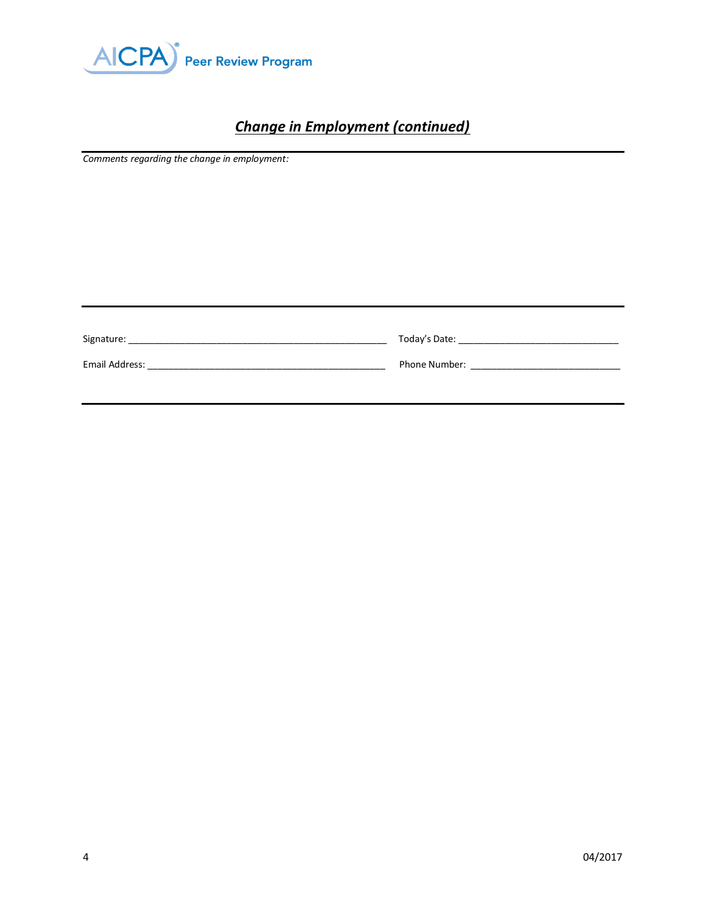## ***Change in Employment (continued)***

---

*Comments regarding the change in employment:*

---

Signature: ________________________________________________ Today's Date: ______________________________

Email Address: ____________________________________________ Phone Number: ____________________________

---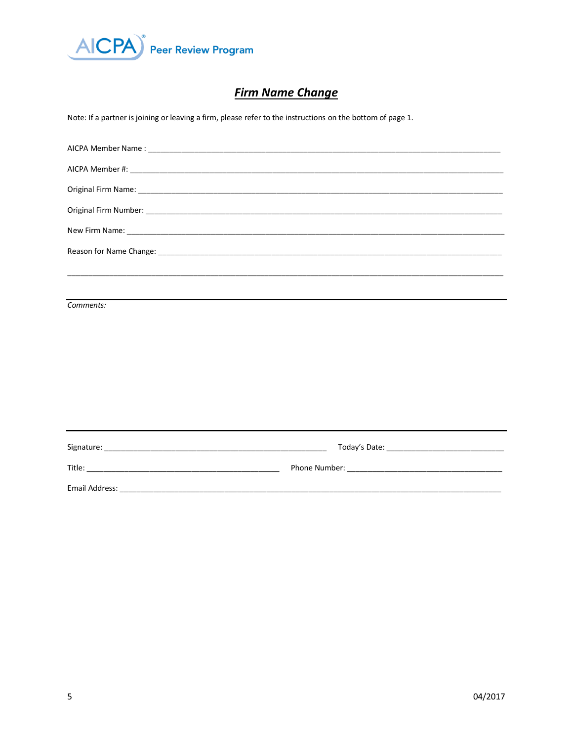AICPA Peer Review Program

# *Firm Name Change*

Note: If a partner is joining or leaving a firm, please refer to the instructions on the bottom of page 1.

AICPA Member Name : ____________________________________________

AICPA Member #: ____________________________________________

Original Firm Name: ____________________________________________

Original Firm Number: ____________________________________________

New Firm Name: ____________________________________________

Reason for Name Change: ____________________________________________

____________________________________________

---

*Comments:*

---

Signature: ______________________________ Today's Date: ______________________

Title: ______________________________ Phone Number: ______________________

Email Address: ____________________________________________

04/2017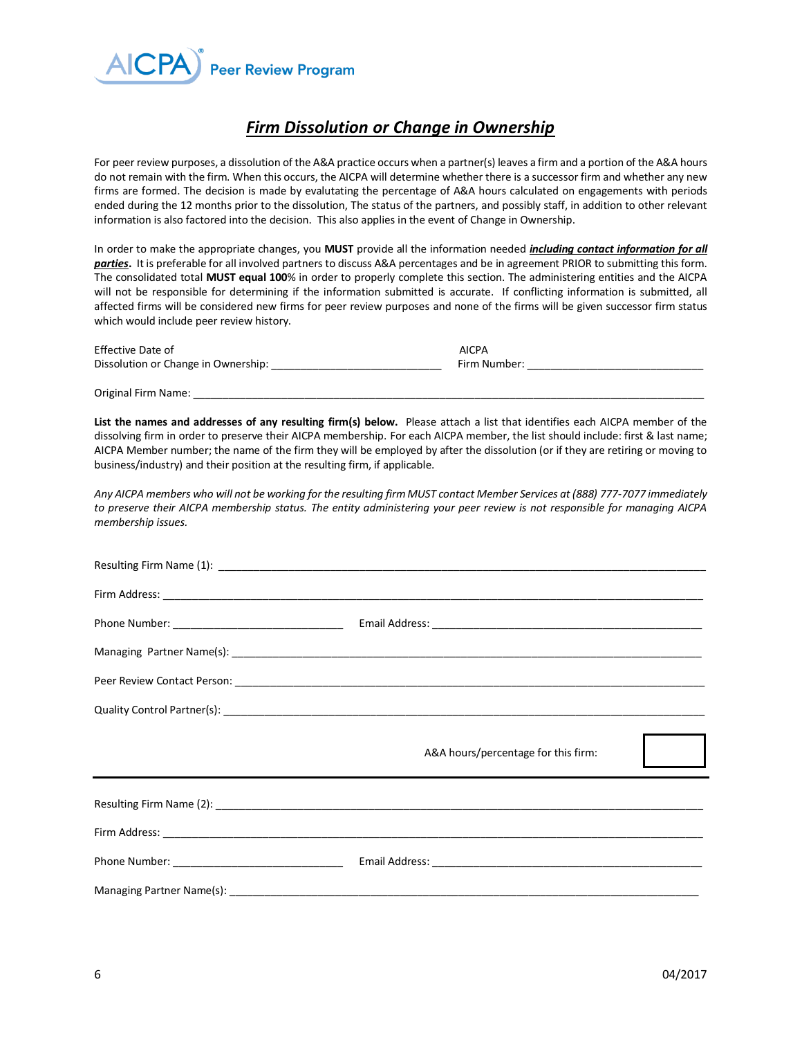AICPA Peer Review Program

# *Firm Dissolution or Change in Ownership*

For peer review purposes, a dissolution of the A&A practice occurs when a partner(s) leaves a firm and a portion of the A&A hours do not remain with the firm. When this occurs, the AICPA will determine whether there is a successor firm and whether any new firms are formed. The decision is made by evalutating the percentage of A&A hours calculated on engagements with periods ended during the 12 months prior to the dissolution, The status of the partners, and possibly staff, in addition to other relevant information is also factored into the decision. This also applies in the event of Change in Ownership.

In order to make the appropriate changes, you **MUST** provide all the information needed ***including contact information for all parties***. It is preferable for all involved partners to discuss A&A percentages and be in agreement PRIOR to submitting this form. The consolidated total **MUST equal 100**% in order to properly complete this section. The administering entities and the AICPA will not be responsible for determining if the information submitted is accurate. If conflicting information is submitted, all affected firms will be considered new firms for peer review purposes and none of the firms will be given successor firm status which would include peer review history.

Effective Date of Dissolution or Change in Ownership: ____________________________ AICPA Firm Number: ______________________________

Original Firm Name: ____________________________________________________________________________________

**List the names and addresses of any resulting firm(s) below.** Please attach a list that identifies each AICPA member of the dissolving firm in order to preserve their AICPA membership. For each AICPA member, the list should include: first & last name; AICPA Member number; the name of the firm they will be employed by after the dissolution (or if they are retiring or moving to business/industry) and their position at the resulting firm, if applicable.

*Any AICPA members who will not be working for the resulting firm MUST contact Member Services at (888) 777-7077 immediately to preserve their AICPA membership status. The entity administering your peer review is not responsible for managing AICPA membership issues.*

Resulting Firm Name (1): ______________________________________________________________________________

Firm Address: ____________________________________________________________________________________

Phone Number: ____________________________ Email Address: ______________________________________________

Managing Partner Name(s): ______________________________________________________________________________

Peer Review Contact Person: ______________________________________________________________________________

Quality Control Partner(s): ______________________________________________________________________________

A&A hours/percentage for this firm: [ ]

---

Resulting Firm Name (2): ______________________________________________________________________________

Firm Address: ____________________________________________________________________________________

Phone Number: ____________________________ Email Address: ______________________________________________

Managing Partner Name(s): ______________________________________________________________________________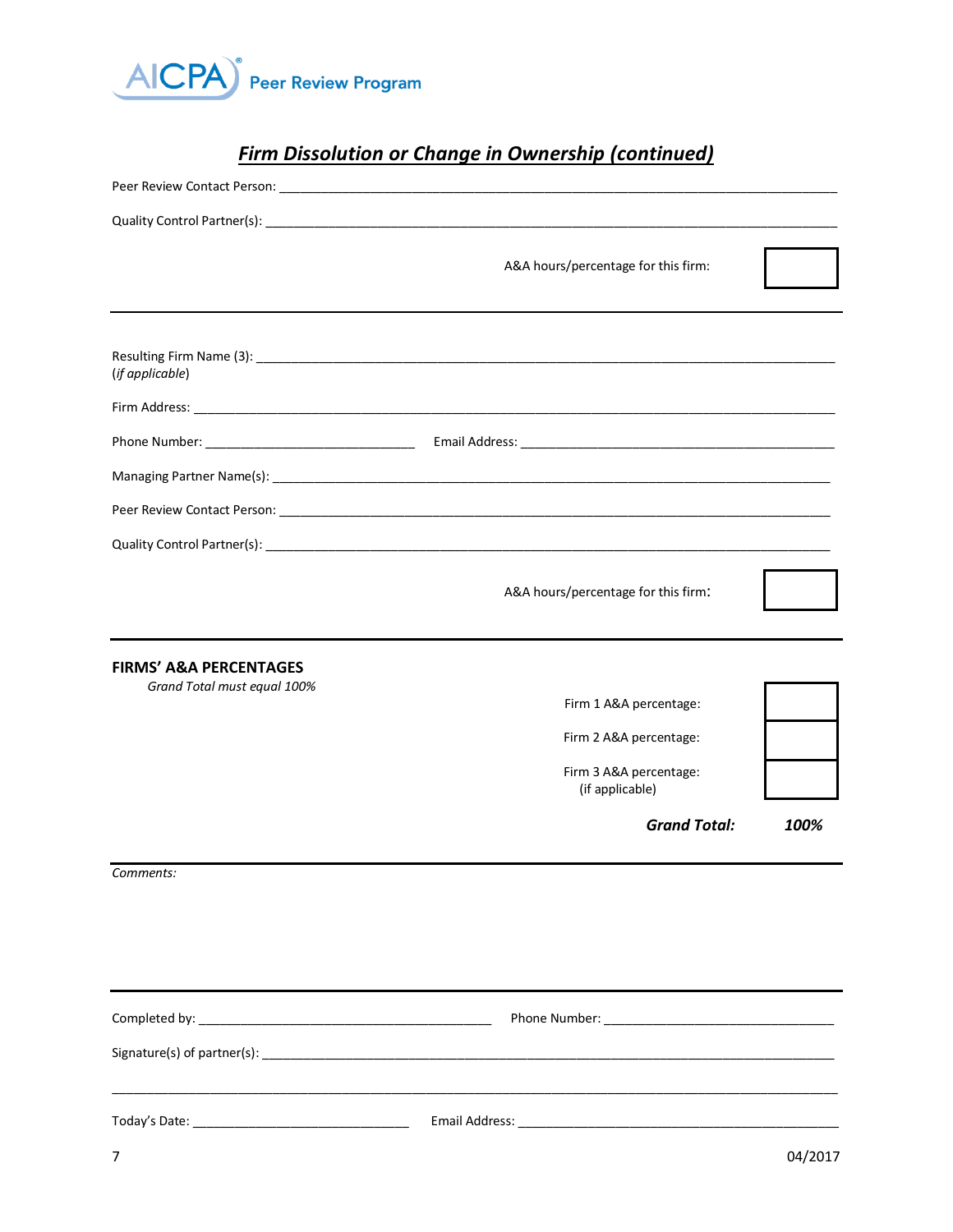AICPA Peer Review Program

## *Firm Dissolution or Change in Ownership (continued)*

Peer Review Contact Person: ______________________________________________

Quality Control Partner(s): ______________________________________________

A&A hours/percentage for this firm: [ ]

---

Resulting Firm Name (3): ______________________________________________
(*if applicable*)

Firm Address: ______________________________________________

Phone Number: ______________________ Email Address: ______________________

Managing Partner Name(s): ______________________________________________

Peer Review Contact Person: ______________________________________________

Quality Control Partner(s): ______________________________________________

A&A hours/percentage for this firm: [ ]

---

**FIRMS' A&A PERCENTAGES**

*Grand Total must equal 100%*

| | |
|---|---|
| Firm 1 A&A percentage: | |
| Firm 2 A&A percentage: | |
| Firm 3 A&A percentage: (if applicable) | |
| ***Grand Total:*** | ***100%*** |

---

*Comments:*

---

Completed by: ______________________ Phone Number: ______________________

Signature(s) of partner(s): ______________________________________________

______________________________________________

Today's Date: ______________________ Email Address: ______________________

04/2017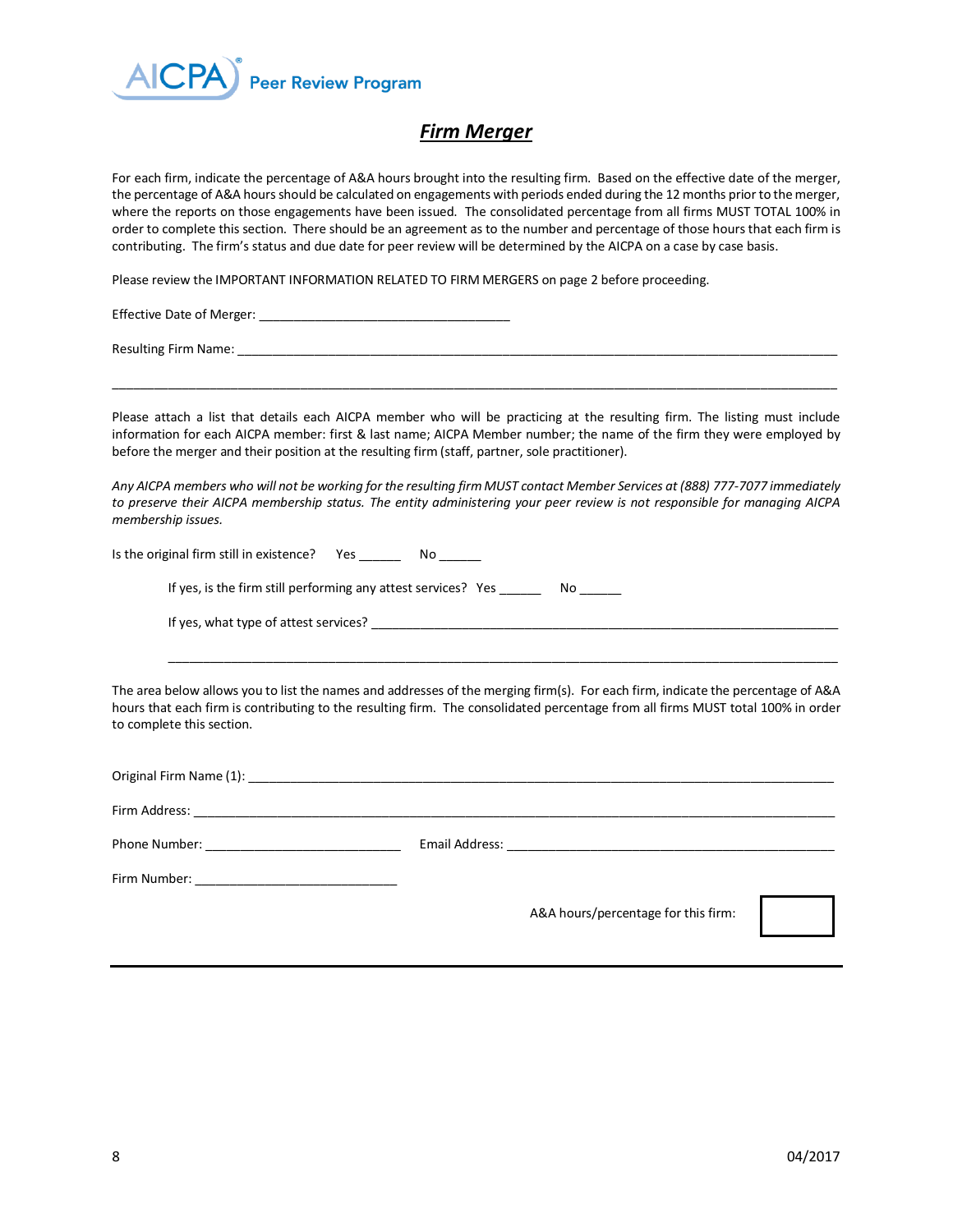## *Firm Merger*

For each firm, indicate the percentage of A&A hours brought into the resulting firm. Based on the effective date of the merger, the percentage of A&A hours should be calculated on engagements with periods ended during the 12 months prior to the merger, where the reports on those engagements have been issued. The consolidated percentage from all firms MUST TOTAL 100% in order to complete this section. There should be an agreement as to the number and percentage of those hours that each firm is contributing. The firm's status and due date for peer review will be determined by the AICPA on a case by case basis.

Please review the IMPORTANT INFORMATION RELATED TO FIRM MERGERS on page 2 before proceeding.

Effective Date of Merger: ___________________________________

Resulting Firm Name: ___________________________________________________________________________________

___________________________________________________________________________________________________

Please attach a list that details each AICPA member who will be practicing at the resulting firm. The listing must include information for each AICPA member: first & last name; AICPA Member number; the name of the firm they were employed by before the merger and their position at the resulting firm (staff, partner, sole practitioner).

*Any AICPA members who will not be working for the resulting firm MUST contact Member Services at (888) 777-7077 immediately to preserve their AICPA membership status. The entity administering your peer review is not responsible for managing AICPA membership issues.*

Is the original firm still in existence? Yes ______ No ______

If yes, is the firm still performing any attest services? Yes ______ No ______

If yes, what type of attest services? _______________________________________________________________

___________________________________________________________________________________________

The area below allows you to list the names and addresses of the merging firm(s). For each firm, indicate the percentage of A&A hours that each firm is contributing to the resulting firm. The consolidated percentage from all firms MUST total 100% in order to complete this section.

Original Firm Name (1): ____________________________________________________________________________

Firm Address: __________________________________________________________________________________

Phone Number: ____________________________ Email Address: _______________________________________________

Firm Number: ____________________________

A&A hours/percentage for this firm: [ ]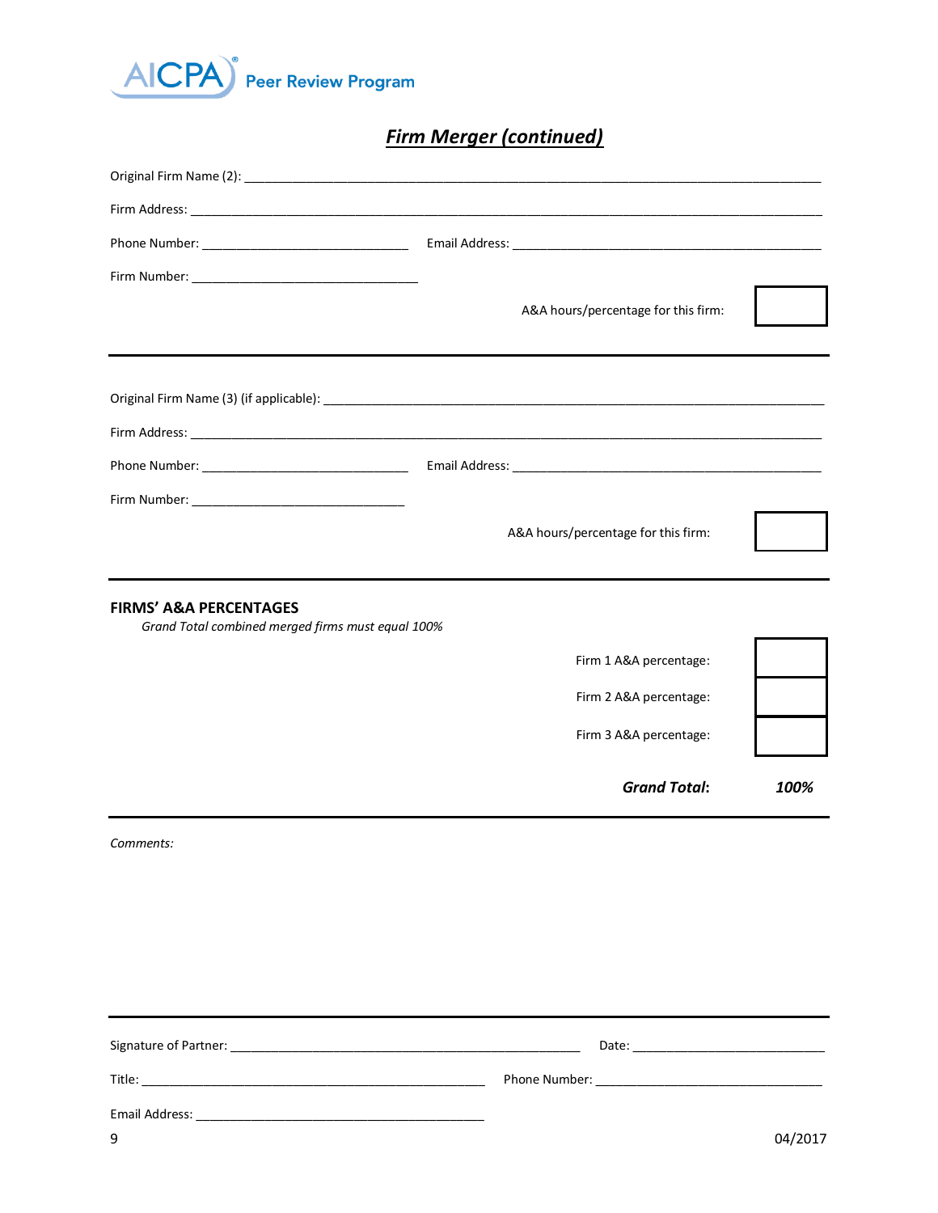AICPA Peer Review Program

# *Firm Merger (continued)*

Original Firm Name (2): ______________________________________________

Firm Address: ______________________________________________

Phone Number: ____________________ Email Address: ____________________

Firm Number: ____________________

A&A hours/percentage for this firm: ______

---

Original Firm Name (3) (if applicable): ______________________________________________

Firm Address: ______________________________________________

Phone Number: ____________________ Email Address: ____________________

Firm Number: ____________________

A&A hours/percentage for this firm: ______

---

**FIRMS' A&A PERCENTAGES**

*Grand Total combined merged firms must equal 100%*

| | |
|---|---|
| Firm 1 A&A percentage: | |
| Firm 2 A&A percentage: | |
| Firm 3 A&A percentage: | |
| ***Grand Total*:** | ***100%*** |

---

*Comments:*

---

Signature of Partner: ______________________________ Date: ____________________

Title: ______________________________ Phone Number: ____________________

Email Address: ______________________________

04/2017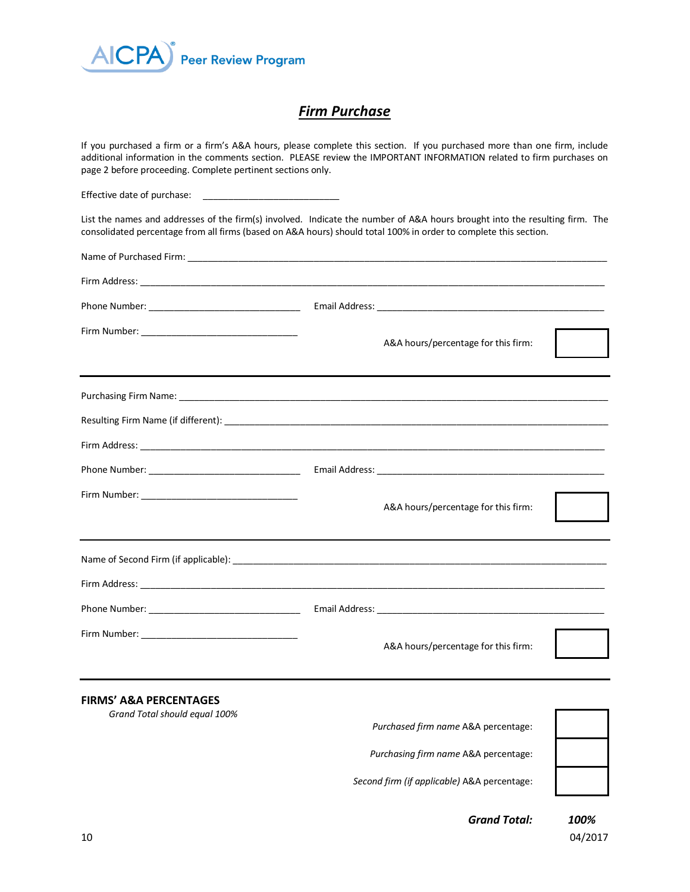AICPA® Peer Review Program

# *Firm Purchase*

If you purchased a firm or a firm's A&A hours, please complete this section. If you purchased more than one firm, include additional information in the comments section. PLEASE review the IMPORTANT INFORMATION related to firm purchases on page 2 before proceeding. Complete pertinent sections only.

Effective date of purchase: ___________________________

List the names and addresses of the firm(s) involved. Indicate the number of A&A hours brought into the resulting firm. The consolidated percentage from all firms (based on A&A hours) should total 100% in order to complete this section.

Name of Purchased Firm: ______________________________________________________________________________

Firm Address: ______________________________________________________________________________________

Phone Number: ______________________________ Email Address: ____________________________________________

Firm Number: _______________________________ A&A hours/percentage for this firm: [ ]

---

Purchasing Firm Name: _______________________________________________________________________________

Resulting Firm Name (if different): ____________________________________________________________________

Firm Address: ______________________________________________________________________________________

Phone Number: ______________________________ Email Address: ____________________________________________

Firm Number: _______________________________ A&A hours/percentage for this firm: [ ]

---

Name of Second Firm (if applicable): ___________________________________________________________________

Firm Address: ______________________________________________________________________________________

Phone Number: ______________________________ Email Address: ____________________________________________

Firm Number: _______________________________ A&A hours/percentage for this firm: [ ]

---

**FIRMS' A&A PERCENTAGES**

*Grand Total should equal 100%*

| | |
|---|---|
| *Purchased firm name* A&A percentage: | |
| *Purchasing firm name* A&A percentage: | |
| *Second firm (if applicable)* A&A percentage: | |
| ***Grand Total:*** | ***100%*** |

04/2017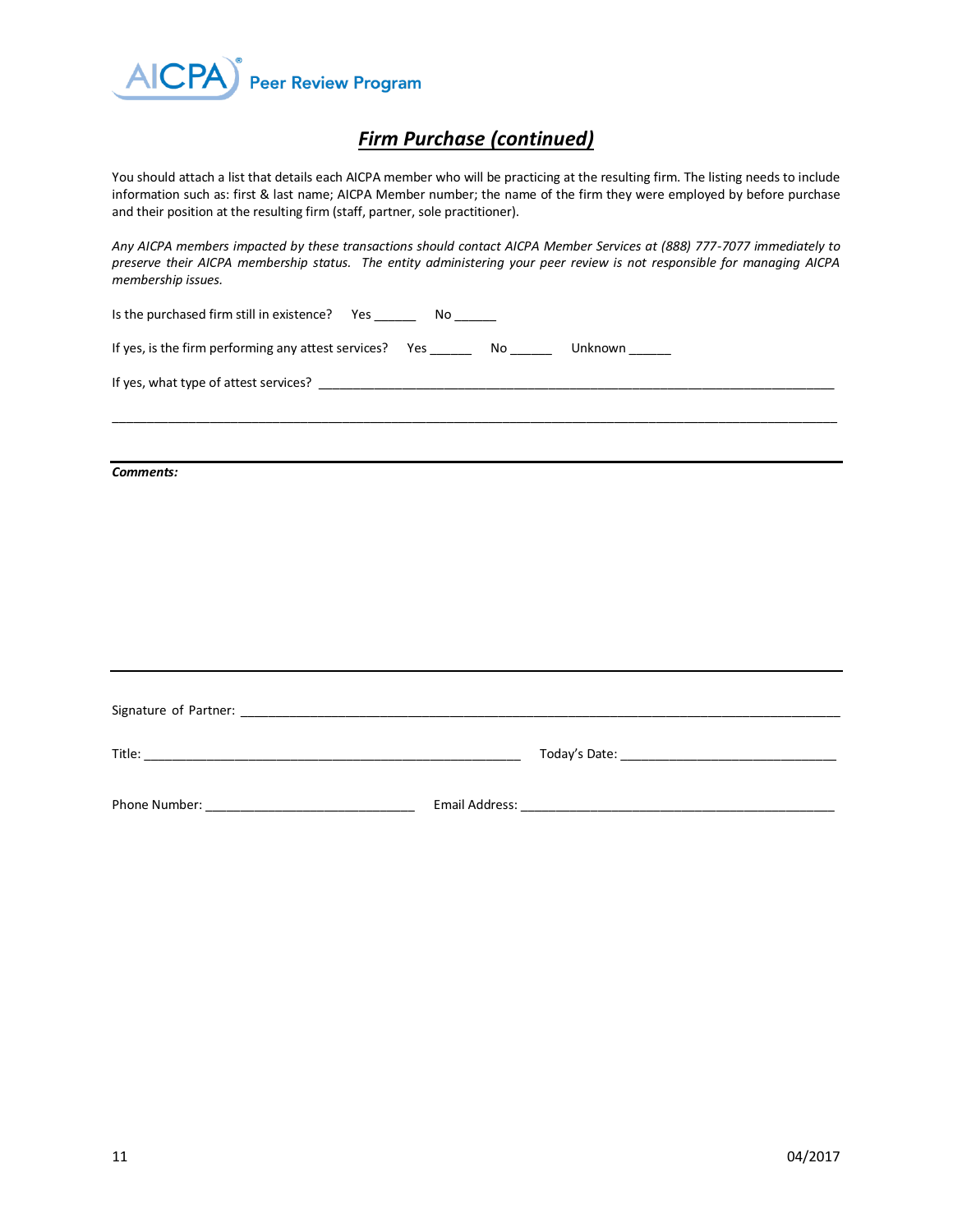# *Firm Purchase (continued)*

You should attach a list that details each AICPA member who will be practicing at the resulting firm. The listing needs to include information such as: first & last name; AICPA Member number; the name of the firm they were employed by before purchase and their position at the resulting firm (staff, partner, sole practitioner).

*Any AICPA members impacted by these transactions should contact AICPA Member Services at (888) 777-7077 immediately to preserve their AICPA membership status. The entity administering your peer review is not responsible for managing AICPA membership issues.*

Is the purchased firm still in existence? Yes ______ No ______

If yes, is the firm performing any attest services? Yes ______ No ______ Unknown ______

If yes, what type of attest services? ________________________________________________________________

________________________________________________________________________________________________

---

***Comments:***

---

Signature of Partner: ________________________________________________________________________

Title: _______________________________________________ Today's Date: ____________________________

Phone Number: ____________________________ Email Address: __________________________________________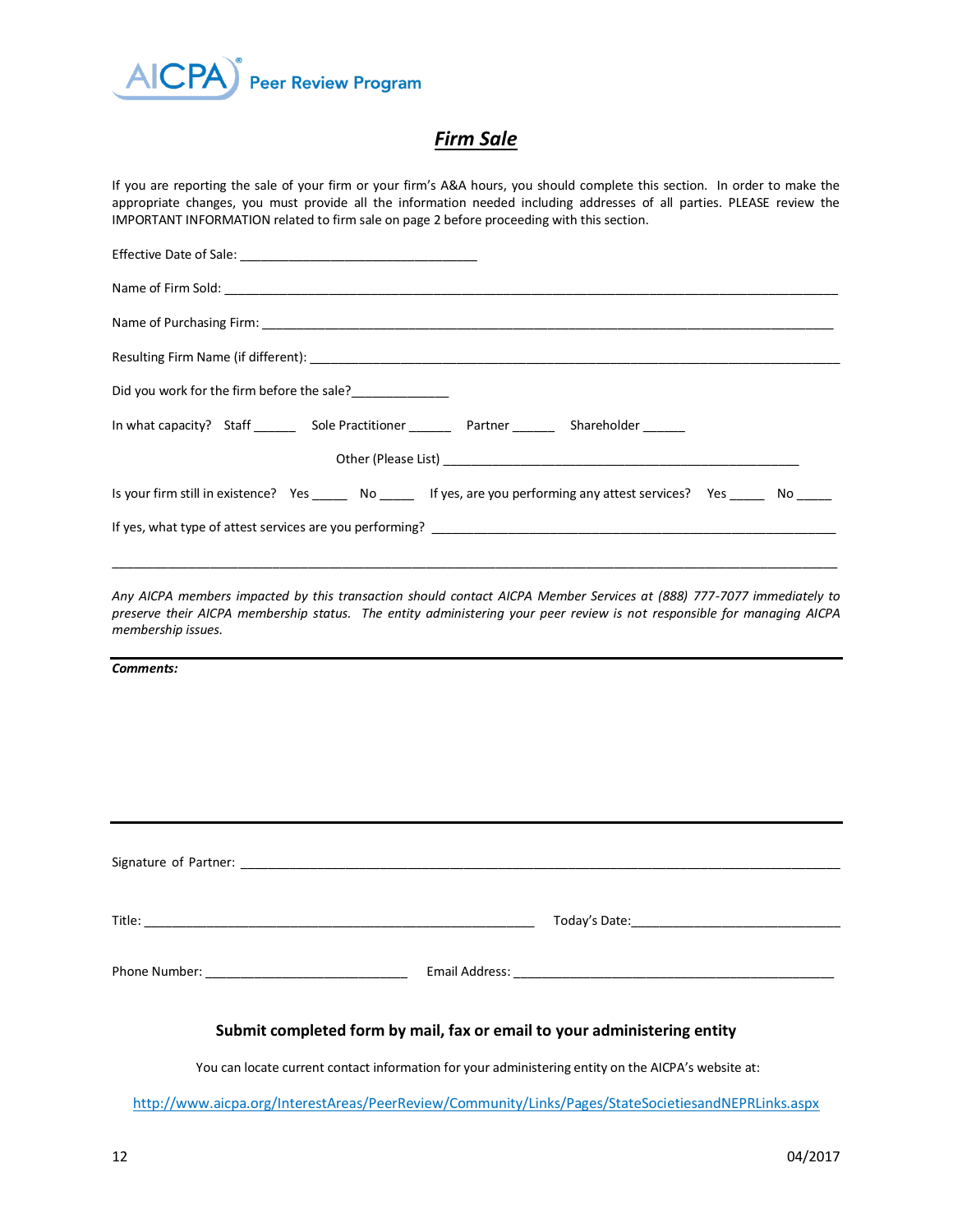AICPA Peer Review Program

# ***Firm Sale***

If you are reporting the sale of your firm or your firm's A&A hours, you should complete this section. In order to make the appropriate changes, you must provide all the information needed including addresses of all parties. PLEASE review the IMPORTANT INFORMATION related to firm sale on page 2 before proceeding with this section.

Effective Date of Sale: ________________________________

Name of Firm Sold: ________________________________

Name of Purchasing Firm: ________________________________

Resulting Firm Name (if different): ________________________________

Did you work for the firm before the sale?_____________

In what capacity? Staff ______ Sole Practitioner ______ Partner ______ Shareholder ______

Other (Please List) ________________________________

Is your firm still in existence? Yes _____ No _____ If yes, are you performing any attest services? Yes _____ No _____

If yes, what type of attest services are you performing? ________________________________

________________________________

*Any AICPA members impacted by this transaction should contact AICPA Member Services at (888) 777-7077 immediately to preserve their AICPA membership status. The entity administering your peer review is not responsible for managing AICPA membership issues.*

***Comments:***

Signature of Partner: ________________________________

Title: ________________________________ Today's Date:____________________

Phone Number: ____________________ Email Address: ________________________________

**Submit completed form by mail, fax or email to your administering entity**

You can locate current contact information for your administering entity on the AICPA's website at:

http://www.aicpa.org/InterestAreas/PeerReview/Community/Links/Pages/StateSocietiesandNEPRLinks.aspx

04/2017